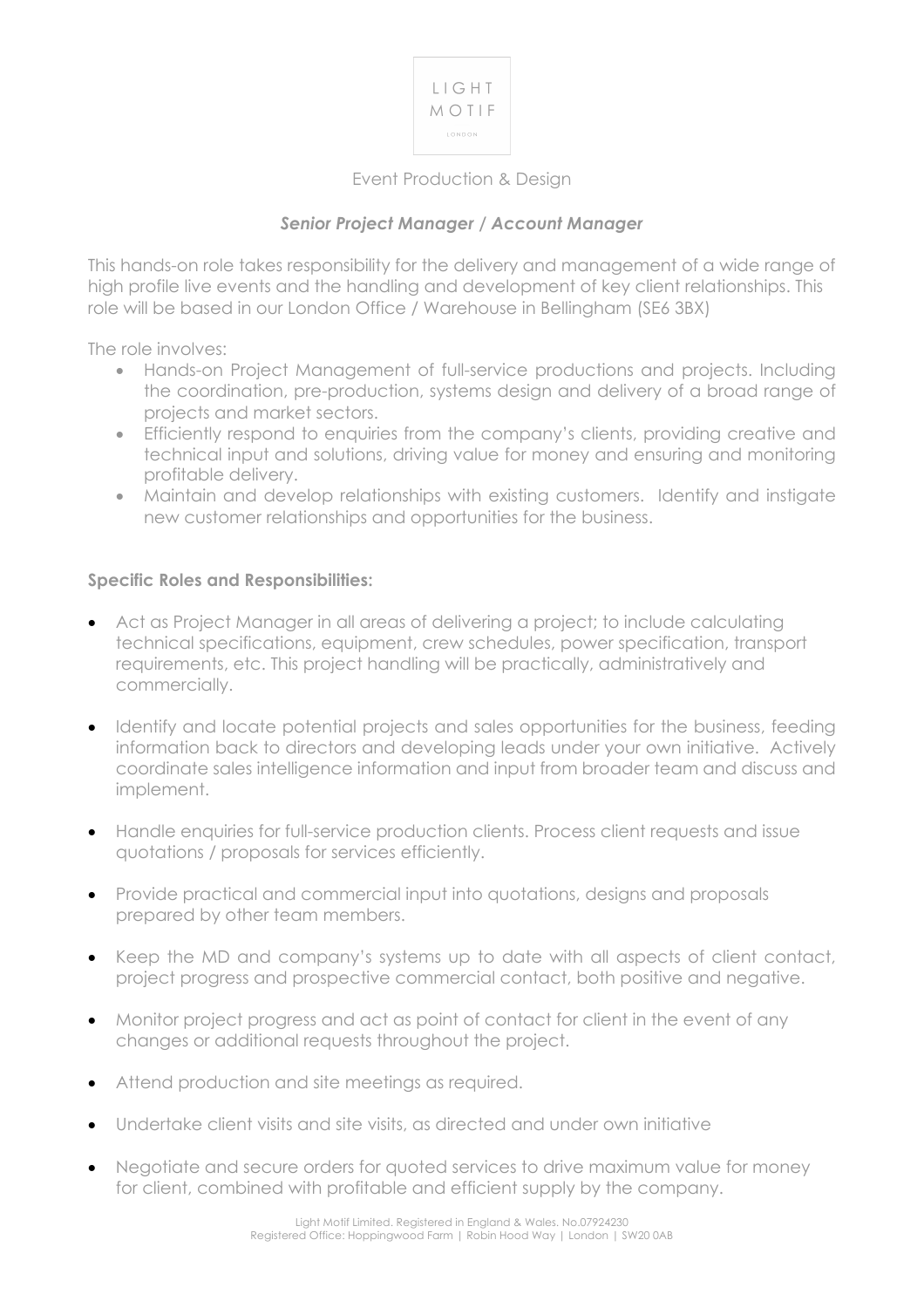LIGHT
MOTIF
LONDON

Event Production & Design

## *Senior Project Manager / Account Manager*

This hands-on role takes responsibility for the delivery and management of a wide range of high profile live events and the handling and development of key client relationships. This role will be based in our London Office / Warehouse in Bellingham (SE6 3BX)

The role involves:

- Hands-on Project Management of full-service productions and projects. Including the coordination, pre-production, systems design and delivery of a broad range of projects and market sectors.
- Efficiently respond to enquiries from the company's clients, providing creative and technical input and solutions, driving value for money and ensuring and monitoring profitable delivery.
- Maintain and develop relationships with existing customers. Identify and instigate new customer relationships and opportunities for the business.

**Specific Roles and Responsibilities:**

- Act as Project Manager in all areas of delivering a project; to include calculating technical specifications, equipment, crew schedules, power specification, transport requirements, etc. This project handling will be practically, administratively and commercially.
- Identify and locate potential projects and sales opportunities for the business, feeding information back to directors and developing leads under your own initiative. Actively coordinate sales intelligence information and input from broader team and discuss and implement.
- Handle enquiries for full-service production clients. Process client requests and issue quotations / proposals for services efficiently.
- Provide practical and commercial input into quotations, designs and proposals prepared by other team members.
- Keep the MD and company's systems up to date with all aspects of client contact, project progress and prospective commercial contact, both positive and negative.
- Monitor project progress and act as point of contact for client in the event of any changes or additional requests throughout the project.
- Attend production and site meetings as required.
- Undertake client visits and site visits, as directed and under own initiative
- Negotiate and secure orders for quoted services to drive maximum value for money for client, combined with profitable and efficient supply by the company.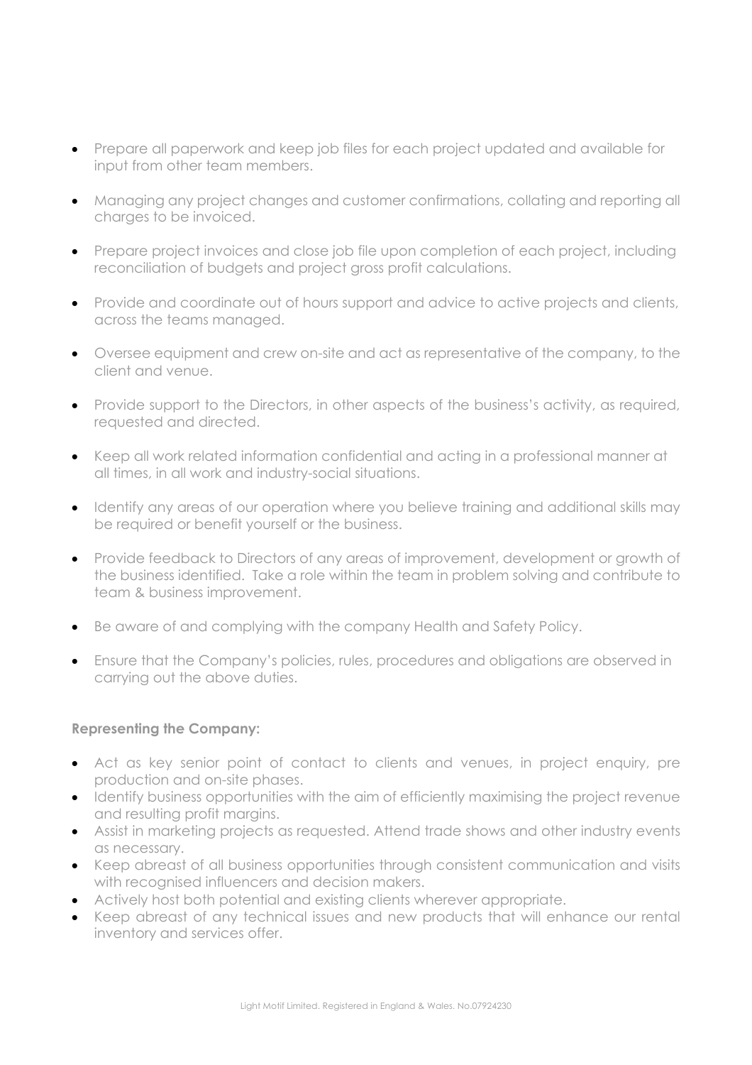- Prepare all paperwork and keep job files for each project updated and available for input from other team members.

- Managing any project changes and customer confirmations, collating and reporting all charges to be invoiced.

- Prepare project invoices and close job file upon completion of each project, including reconciliation of budgets and project gross profit calculations.

- Provide and coordinate out of hours support and advice to active projects and clients, across the teams managed.

- Oversee equipment and crew on-site and act as representative of the company, to the client and venue.

- Provide support to the Directors, in other aspects of the business's activity, as required, requested and directed.

- Keep all work related information confidential and acting in a professional manner at all times, in all work and industry-social situations.

- Identify any areas of our operation where you believe training and additional skills may be required or benefit yourself or the business.

- Provide feedback to Directors of any areas of improvement, development or growth of the business identified. Take a role within the team in problem solving and contribute to team & business improvement.

- Be aware of and complying with the company Health and Safety Policy.

- Ensure that the Company's policies, rules, procedures and obligations are observed in carrying out the above duties.

**Representing the Company:**

- Act as key senior point of contact to clients and venues, in project enquiry, pre production and on-site phases.
- Identify business opportunities with the aim of efficiently maximising the project revenue and resulting profit margins.
- Assist in marketing projects as requested. Attend trade shows and other industry events as necessary.
- Keep abreast of all business opportunities through consistent communication and visits with recognised influencers and decision makers.
- Actively host both potential and existing clients wherever appropriate.
- Keep abreast of any technical issues and new products that will enhance our rental inventory and services offer.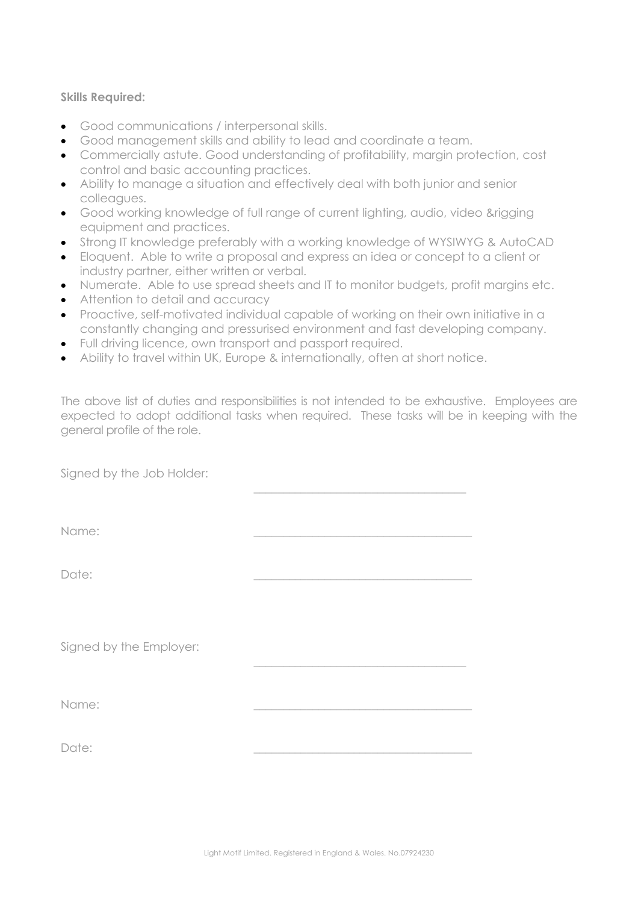**Skills Required:**

- Good communications / interpersonal skills.
- Good management skills and ability to lead and coordinate a team.
- Commercially astute. Good understanding of profitability, margin protection, cost control and basic accounting practices.
- Ability to manage a situation and effectively deal with both junior and senior colleagues.
- Good working knowledge of full range of current lighting, audio, video &rigging equipment and practices.
- Strong IT knowledge preferably with a working knowledge of WYSIWYG & AutoCAD
- Eloquent. Able to write a proposal and express an idea or concept to a client or industry partner, either written or verbal.
- Numerate. Able to use spread sheets and IT to monitor budgets, profit margins etc.
- Attention to detail and accuracy
- Proactive, self-motivated individual capable of working on their own initiative in a constantly changing and pressurised environment and fast developing company.
- Full driving licence, own transport and passport required.
- Ability to travel within UK, Europe & internationally, often at short notice.

The above list of duties and responsibilities is not intended to be exhaustive. Employees are expected to adopt additional tasks when required. These tasks will be in keeping with the general profile of the role.

Signed by the Job Holder: ______________________________

Name: ______________________________

Date: ______________________________

Signed by the Employer: ______________________________

Name: ______________________________

Date: ______________________________

Light Motif Limited. Registered in England & Wales. No.07924230